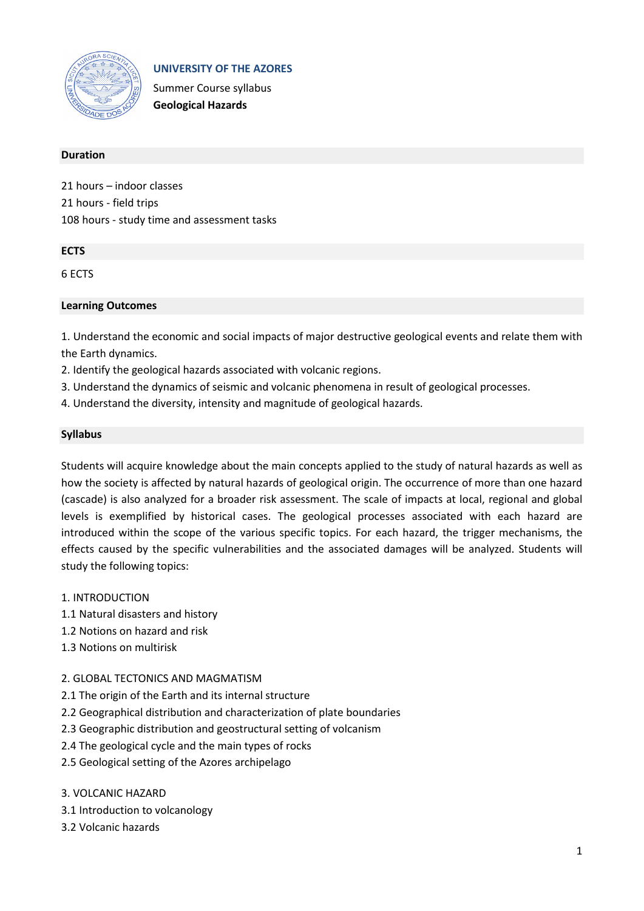**UNIVERSITY OF THE AZORES**

Summer Course syllabus

**Geological Hazards**

## Duration

21 hours – indoor classes
21 hours - field trips
108 hours - study time and assessment tasks

## ECTS

6 ECTS

## Learning Outcomes

1. Understand the economic and social impacts of major destructive geological events and relate them with the Earth dynamics.
2. Identify the geological hazards associated with volcanic regions.
3. Understand the dynamics of seismic and volcanic phenomena in result of geological processes.
4. Understand the diversity, intensity and magnitude of geological hazards.

## Syllabus

Students will acquire knowledge about the main concepts applied to the study of natural hazards as well as how the society is affected by natural hazards of geological origin. The occurrence of more than one hazard (cascade) is also analyzed for a broader risk assessment. The scale of impacts at local, regional and global levels is exemplified by historical cases. The geological processes associated with each hazard are introduced within the scope of the various specific topics. For each hazard, the trigger mechanisms, the effects caused by the specific vulnerabilities and the associated damages will be analyzed. Students will study the following topics:

1. INTRODUCTION
1.1 Natural disasters and history
1.2 Notions on hazard and risk
1.3 Notions on multirisk

2. GLOBAL TECTONICS AND MAGMATISM
2.1 The origin of the Earth and its internal structure
2.2 Geographical distribution and characterization of plate boundaries
2.3 Geographic distribution and geostructural setting of volcanism
2.4 The geological cycle and the main types of rocks
2.5 Geological setting of the Azores archipelago

3. VOLCANIC HAZARD
3.1 Introduction to volcanology
3.2 Volcanic hazards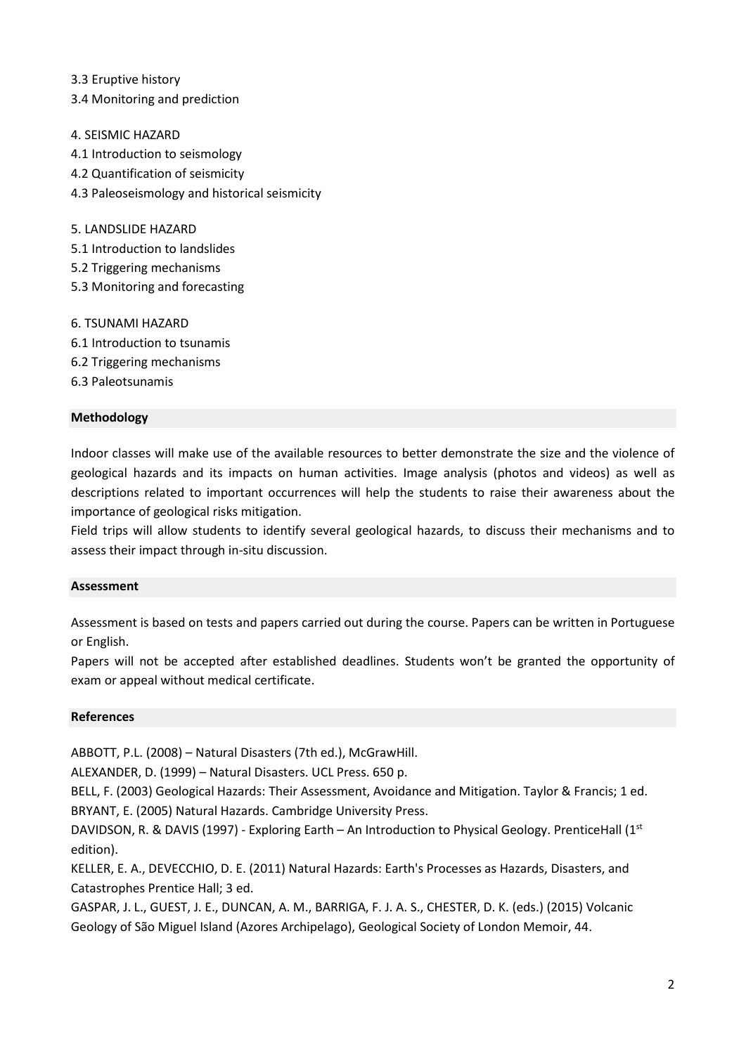3.3 Eruptive history
3.4 Monitoring and prediction

4. SEISMIC HAZARD
4.1 Introduction to seismology
4.2 Quantification of seismicity
4.3 Paleoseismology and historical seismicity

5. LANDSLIDE HAZARD
5.1 Introduction to landslides
5.2 Triggering mechanisms
5.3 Monitoring and forecasting

6. TSUNAMI HAZARD
6.1 Introduction to tsunamis
6.2 Triggering mechanisms
6.3 Paleotsunamis

**Methodology**

Indoor classes will make use of the available resources to better demonstrate the size and the violence of geological hazards and its impacts on human activities. Image analysis (photos and videos) as well as descriptions related to important occurrences will help the students to raise their awareness about the importance of geological risks mitigation.
Field trips will allow students to identify several geological hazards, to discuss their mechanisms and to assess their impact through in-situ discussion.

**Assessment**

Assessment is based on tests and papers carried out during the course. Papers can be written in Portuguese or English.
Papers will not be accepted after established deadlines. Students won't be granted the opportunity of exam or appeal without medical certificate.

**References**

ABBOTT, P.L. (2008) – Natural Disasters (7th ed.), McGrawHill.
ALEXANDER, D. (1999) – Natural Disasters. UCL Press. 650 p.
BELL, F. (2003) Geological Hazards: Their Assessment, Avoidance and Mitigation. Taylor & Francis; 1 ed.
BRYANT, E. (2005) Natural Hazards. Cambridge University Press.
DAVIDSON, R. & DAVIS (1997) - Exploring Earth – An Introduction to Physical Geology. PrenticeHall (1st edition).
KELLER, E. A., DEVECCHIO, D. E. (2011) Natural Hazards: Earth's Processes as Hazards, Disasters, and Catastrophes Prentice Hall; 3 ed.
GASPAR, J. L., GUEST, J. E., DUNCAN, A. M., BARRIGA, F. J. A. S., CHESTER, D. K. (eds.) (2015) Volcanic Geology of São Miguel Island (Azores Archipelago), Geological Society of London Memoir, 44.